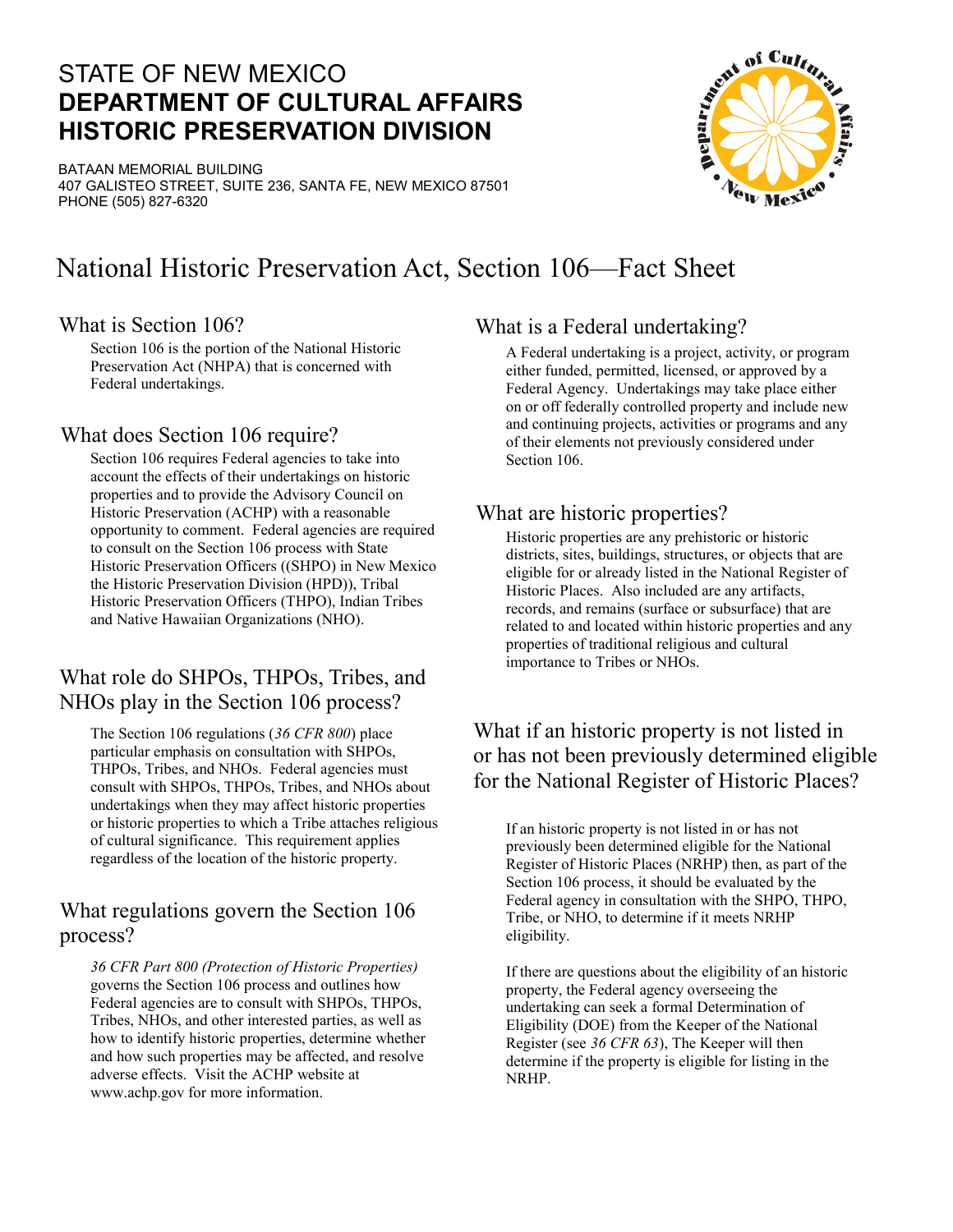# STATE OF NEW MEXICO
# **DEPARTMENT OF CULTURAL AFFAIRS**
# **HISTORIC PRESERVATION DIVISION**

BATAAN MEMORIAL BUILDING
407 GALISTEO STREET, SUITE 236, SANTA FE, NEW MEXICO 87501
PHONE (505) 827-6320

## National Historic Preservation Act, Section 106—Fact Sheet

### What is Section 106?

Section 106 is the portion of the National Historic Preservation Act (NHPA) that is concerned with Federal undertakings.

### What does Section 106 require?

Section 106 requires Federal agencies to take into account the effects of their undertakings on historic properties and to provide the Advisory Council on Historic Preservation (ACHP) with a reasonable opportunity to comment. Federal agencies are required to consult on the Section 106 process with State Historic Preservation Officers ((SHPO) in New Mexico the Historic Preservation Division (HPD)), Tribal Historic Preservation Officers (THPO), Indian Tribes and Native Hawaiian Organizations (NHO).

### What role do SHPOs, THPOs, Tribes, and NHOs play in the Section 106 process?

The Section 106 regulations (*36 CFR 800*) place particular emphasis on consultation with SHPOs, THPOs, Tribes, and NHOs. Federal agencies must consult with SHPOs, THPOs, Tribes, and NHOs about undertakings when they may affect historic properties or historic properties to which a Tribe attaches religious of cultural significance. This requirement applies regardless of the location of the historic property.

### What regulations govern the Section 106 process?

*36 CFR Part 800 (Protection of Historic Properties)* governs the Section 106 process and outlines how Federal agencies are to consult with SHPOs, THPOs, Tribes, NHOs, and other interested parties, as well as how to identify historic properties, determine whether and how such properties may be affected, and resolve adverse effects. Visit the ACHP website at www.achp.gov for more information.

### What is a Federal undertaking?

A Federal undertaking is a project, activity, or program either funded, permitted, licensed, or approved by a Federal Agency. Undertakings may take place either on or off federally controlled property and include new and continuing projects, activities or programs and any of their elements not previously considered under Section 106.

### What are historic properties?

Historic properties are any prehistoric or historic districts, sites, buildings, structures, or objects that are eligible for or already listed in the National Register of Historic Places. Also included are any artifacts, records, and remains (surface or subsurface) that are related to and located within historic properties and any properties of traditional religious and cultural importance to Tribes or NHOs.

### What if an historic property is not listed in or has not been previously determined eligible for the National Register of Historic Places?

If an historic property is not listed in or has not previously been determined eligible for the National Register of Historic Places (NRHP) then, as part of the Section 106 process, it should be evaluated by the Federal agency in consultation with the SHPO, THPO, Tribe, or NHO, to determine if it meets NRHP eligibility.

If there are questions about the eligibility of an historic property, the Federal agency overseeing the undertaking can seek a formal Determination of Eligibility (DOE) from the Keeper of the National Register (see *36 CFR 63*), The Keeper will then determine if the property is eligible for listing in the NRHP.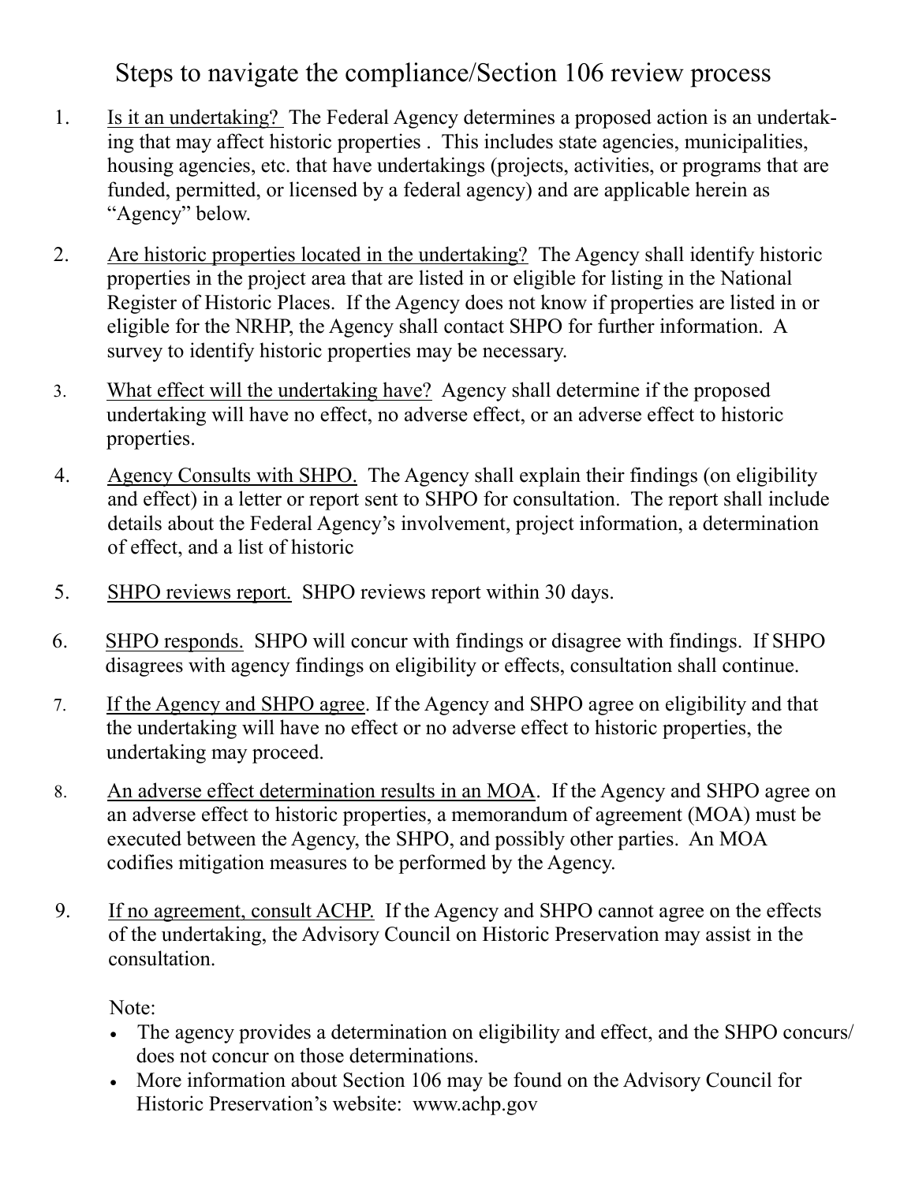# Steps to navigate the compliance/Section 106 review process

1. <u>Is it an undertaking?</u> The Federal Agency determines a proposed action is an undertaking that may affect historic properties . This includes state agencies, municipalities, housing agencies, etc. that have undertakings (projects, activities, or programs that are funded, permitted, or licensed by a federal agency) and are applicable herein as "Agency" below.

2. <u>Are historic properties located in the undertaking?</u> The Agency shall identify historic properties in the project area that are listed in or eligible for listing in the National Register of Historic Places. If the Agency does not know if properties are listed in or eligible for the NRHP, the Agency shall contact SHPO for further information. A survey to identify historic properties may be necessary.

3. <u>What effect will the undertaking have?</u> Agency shall determine if the proposed undertaking will have no effect, no adverse effect, or an adverse effect to historic properties.

4. <u>Agency Consults with SHPO.</u> The Agency shall explain their findings (on eligibility and effect) in a letter or report sent to SHPO for consultation. The report shall include details about the Federal Agency's involvement, project information, a determination of effect, and a list of historic

5. <u>SHPO reviews report.</u> SHPO reviews report within 30 days.

6. <u>SHPO responds.</u> SHPO will concur with findings or disagree with findings. If SHPO disagrees with agency findings on eligibility or effects, consultation shall continue.

7. <u>If the Agency and SHPO agree</u>. If the Agency and SHPO agree on eligibility and that the undertaking will have no effect or no adverse effect to historic properties, the undertaking may proceed.

8. <u>An adverse effect determination results in an MOA</u>. If the Agency and SHPO agree on an adverse effect to historic properties, a memorandum of agreement (MOA) must be executed between the Agency, the SHPO, and possibly other parties. An MOA codifies mitigation measures to be performed by the Agency.

9. <u>If no agreement, consult ACHP.</u> If the Agency and SHPO cannot agree on the effects of the undertaking, the Advisory Council on Historic Preservation may assist in the consultation.

Note:

- The agency provides a determination on eligibility and effect, and the SHPO concurs/does not concur on those determinations.
- More information about Section 106 may be found on the Advisory Council for Historic Preservation's website: www.achp.gov